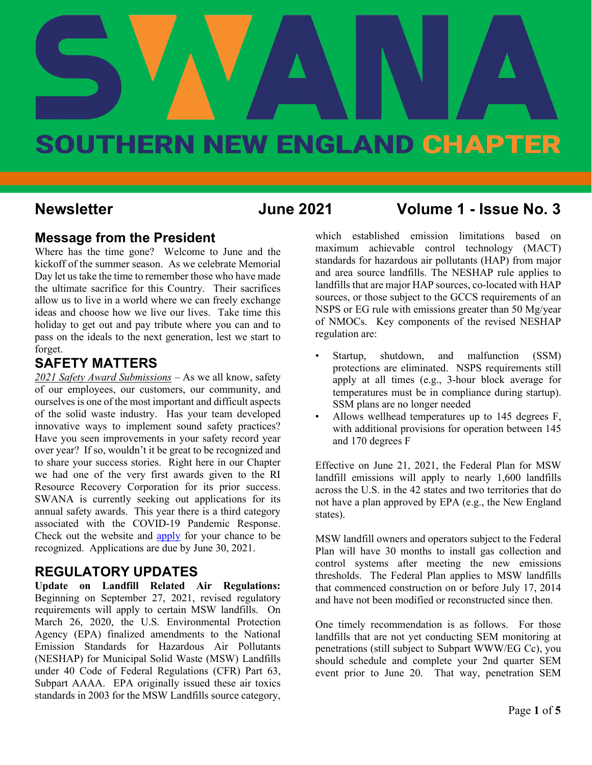# SWANA SOUTHERN NEW ENGLAND CHAPTER

**Newsletter** **June 2021** **Volume 1 - Issue No. 3**

## Message from the President

Where has the time gone? Welcome to June and the kickoff of the summer season. As we celebrate Memorial Day let us take the time to remember those who have made the ultimate sacrifice for this Country. Their sacrifices allow us to live in a world where we can freely exchange ideas and choose how we live our lives. Take time this holiday to get out and pay tribute where you can and to pass on the ideals to the next generation, lest we start to forget.

## SAFETY MATTERS

*2021 Safety Award Submissions* – As we all know, safety of our employees, our customers, our community, and ourselves is one of the most important and difficult aspects of the solid waste industry. Has your team developed innovative ways to implement sound safety practices? Have you seen improvements in your safety record year over year? If so, wouldn't it be great to be recognized and to share your success stories. Right here in our Chapter we had one of the very first awards given to the RI Resource Recovery Corporation for its prior success. SWANA is currently seeking out applications for its annual safety awards. This year there is a third category associated with the COVID-19 Pandemic Response. Check out the website and apply for your chance to be recognized. Applications are due by June 30, 2021.

## REGULATORY UPDATES

**Update on Landfill Related Air Regulations:** Beginning on September 27, 2021, revised regulatory requirements will apply to certain MSW landfills. On March 26, 2020, the U.S. Environmental Protection Agency (EPA) finalized amendments to the National Emission Standards for Hazardous Air Pollutants (NESHAP) for Municipal Solid Waste (MSW) Landfills under 40 Code of Federal Regulations (CFR) Part 63, Subpart AAAA. EPA originally issued these air toxics standards in 2003 for the MSW Landfills source category, which established emission limitations based on maximum achievable control technology (MACT) standards for hazardous air pollutants (HAP) from major and area source landfills. The NESHAP rule applies to landfills that are major HAP sources, co-located with HAP sources, or those subject to the GCCS requirements of an NSPS or EG rule with emissions greater than 50 Mg/year of NMOCs. Key components of the revised NESHAP regulation are:

- Startup, shutdown, and malfunction (SSM) protections are eliminated. NSPS requirements still apply at all times (e.g., 3-hour block average for temperatures must be in compliance during startup). SSM plans are no longer needed
- Allows wellhead temperatures up to 145 degrees F, with additional provisions for operation between 145 and 170 degrees F

Effective on June 21, 2021, the Federal Plan for MSW landfill emissions will apply to nearly 1,600 landfills across the U.S. in the 42 states and two territories that do not have a plan approved by EPA (e.g., the New England states).

MSW landfill owners and operators subject to the Federal Plan will have 30 months to install gas collection and control systems after meeting the new emissions thresholds. The Federal Plan applies to MSW landfills that commenced construction on or before July 17, 2014 and have not been modified or reconstructed since then.

One timely recommendation is as follows. For those landfills that are not yet conducting SEM monitoring at penetrations (still subject to Subpart WWW/EG Cc), you should schedule and complete your 2nd quarter SEM event prior to June 20. That way, penetration SEM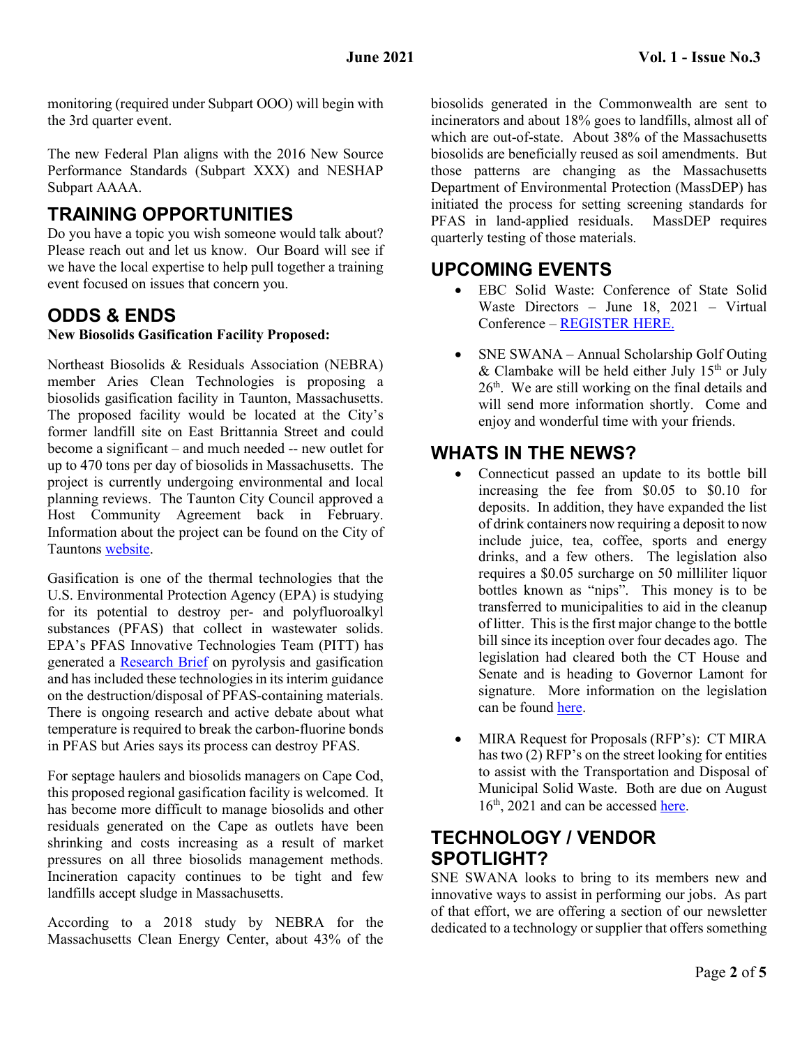monitoring (required under Subpart OOO) will begin with the 3rd quarter event.

The new Federal Plan aligns with the 2016 New Source Performance Standards (Subpart XXX) and NESHAP Subpart AAAA.

## TRAINING OPPORTUNITIES

Do you have a topic you wish someone would talk about? Please reach out and let us know. Our Board will see if we have the local expertise to help pull together a training event focused on issues that concern you.

## ODDS & ENDS

**New Biosolids Gasification Facility Proposed:**

Northeast Biosolids & Residuals Association (NEBRA) member Aries Clean Technologies is proposing a biosolids gasification facility in Taunton, Massachusetts. The proposed facility would be located at the City's former landfill site on East Brittannia Street and could become a significant – and much needed -- new outlet for up to 470 tons per day of biosolids in Massachusetts. The project is currently undergoing environmental and local planning reviews. The Taunton City Council approved a Host Community Agreement back in February. Information about the project can be found on the City of Tauntons website.

Gasification is one of the thermal technologies that the U.S. Environmental Protection Agency (EPA) is studying for its potential to destroy per- and polyfluoroalkyl substances (PFAS) that collect in wastewater solids. EPA's PFAS Innovative Technologies Team (PITT) has generated a Research Brief on pyrolysis and gasification and has included these technologies in its interim guidance on the destruction/disposal of PFAS-containing materials. There is ongoing research and active debate about what temperature is required to break the carbon-fluorine bonds in PFAS but Aries says its process can destroy PFAS.

For septage haulers and biosolids managers on Cape Cod, this proposed regional gasification facility is welcomed. It has become more difficult to manage biosolids and other residuals generated on the Cape as outlets have been shrinking and costs increasing as a result of market pressures on all three biosolids management methods. Incineration capacity continues to be tight and few landfills accept sludge in Massachusetts.

According to a 2018 study by NEBRA for the Massachusetts Clean Energy Center, about 43% of the biosolids generated in the Commonwealth are sent to incinerators and about 18% goes to landfills, almost all of which are out-of-state. About 38% of the Massachusetts biosolids are beneficially reused as soil amendments. But those patterns are changing as the Massachusetts Department of Environmental Protection (MassDEP) has initiated the process for setting screening standards for PFAS in land-applied residuals. MassDEP requires quarterly testing of those materials.

## UPCOMING EVENTS

- EBC Solid Waste: Conference of State Solid Waste Directors – June 18, 2021 – Virtual Conference – REGISTER HERE.
- SNE SWANA – Annual Scholarship Golf Outing & Clambake will be held either July 15th or July 26th. We are still working on the final details and will send more information shortly. Come and enjoy and wonderful time with your friends.

## WHATS IN THE NEWS?

- Connecticut passed an update to its bottle bill increasing the fee from \$0.05 to \$0.10 for deposits. In addition, they have expanded the list of drink containers now requiring a deposit to now include juice, tea, coffee, sports and energy drinks, and a few others. The legislation also requires a \$0.05 surcharge on 50 milliliter liquor bottles known as "nips". This money is to be transferred to municipalities to aid in the cleanup of litter. This is the first major change to the bottle bill since its inception over four decades ago. The legislation had cleared both the CT House and Senate and is heading to Governor Lamont for signature. More information on the legislation can be found here.
- MIRA Request for Proposals (RFP's): CT MIRA has two (2) RFP's on the street looking for entities to assist with the Transportation and Disposal of Municipal Solid Waste. Both are due on August 16th, 2021 and can be accessed here.

## TECHNOLOGY / VENDOR SPOTLIGHT?

SNE SWANA looks to bring to its members new and innovative ways to assist in performing our jobs. As part of that effort, we are offering a section of our newsletter dedicated to a technology or supplier that offers something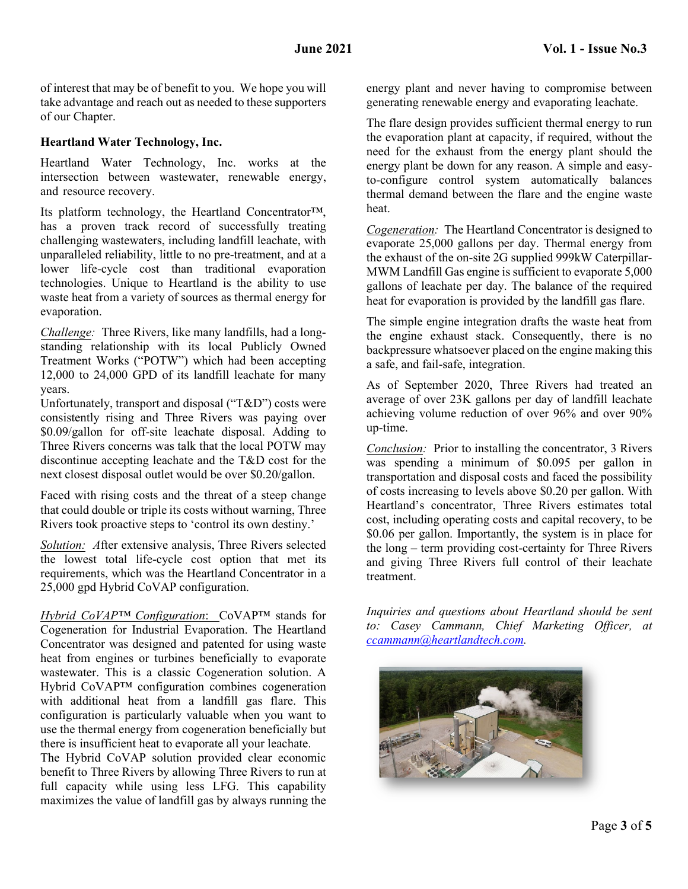of interest that may be of benefit to you. We hope you will take advantage and reach out as needed to these supporters of our Chapter.

**Heartland Water Technology, Inc.**

Heartland Water Technology, Inc. works at the intersection between wastewater, renewable energy, and resource recovery.

Its platform technology, the Heartland Concentrator™, has a proven track record of successfully treating challenging wastewaters, including landfill leachate, with unparalleled reliability, little to no pre-treatment, and at a lower life-cycle cost than traditional evaporation technologies. Unique to Heartland is the ability to use waste heat from a variety of sources as thermal energy for evaporation.

*Challenge:* Three Rivers, like many landfills, had a long-standing relationship with its local Publicly Owned Treatment Works ("POTW") which had been accepting 12,000 to 24,000 GPD of its landfill leachate for many years.

Unfortunately, transport and disposal ("T&D") costs were consistently rising and Three Rivers was paying over $0.09/gallon for off-site leachate disposal. Adding to Three Rivers concerns was talk that the local POTW may discontinue accepting leachate and the T&D cost for the next closest disposal outlet would be over $0.20/gallon.

Faced with rising costs and the threat of a steep change that could double or triple its costs without warning, Three Rivers took proactive steps to 'control its own destiny.'

*Solution:* After extensive analysis, Three Rivers selected the lowest total life-cycle cost option that met its requirements, which was the Heartland Concentrator in a 25,000 gpd Hybrid CoVAP configuration.

*Hybrid CoVAP™ Configuration*: CoVAP™ stands for Cogeneration for Industrial Evaporation. The Heartland Concentrator was designed and patented for using waste heat from engines or turbines beneficially to evaporate wastewater. This is a classic Cogeneration solution. A Hybrid CoVAP™ configuration combines cogeneration with additional heat from a landfill gas flare. This configuration is particularly valuable when you want to use the thermal energy from cogeneration beneficially but there is insufficient heat to evaporate all your leachate.

The Hybrid CoVAP solution provided clear economic benefit to Three Rivers by allowing Three Rivers to run at full capacity while using less LFG. This capability maximizes the value of landfill gas by always running the energy plant and never having to compromise between generating renewable energy and evaporating leachate.

The flare design provides sufficient thermal energy to run the evaporation plant at capacity, if required, without the need for the exhaust from the energy plant should the energy plant be down for any reason. A simple and easy-to-configure control system automatically balances thermal demand between the flare and the engine waste heat.

*Cogeneration:* The Heartland Concentrator is designed to evaporate 25,000 gallons per day. Thermal energy from the exhaust of the on-site 2G supplied 999kW Caterpillar-MWM Landfill Gas engine is sufficient to evaporate 5,000 gallons of leachate per day. The balance of the required heat for evaporation is provided by the landfill gas flare.

The simple engine integration drafts the waste heat from the engine exhaust stack. Consequently, there is no backpressure whatsoever placed on the engine making this a safe, and fail-safe, integration.

As of September 2020, Three Rivers had treated an average of over 23K gallons per day of landfill leachate achieving volume reduction of over 96% and over 90% up-time.

*Conclusion:* Prior to installing the concentrator, 3 Rivers was spending a minimum of $0.095 per gallon in transportation and disposal costs and faced the possibility of costs increasing to levels above $0.20 per gallon. With Heartland's concentrator, Three Rivers estimates total cost, including operating costs and capital recovery, to be $0.06 per gallon. Importantly, the system is in place for the long – term providing cost-certainty for Three Rivers and giving Three Rivers full control of their leachate treatment.

*Inquiries and questions about Heartland should be sent to: Casey Cammann, Chief Marketing Officer, at ccammann@heartlandtech.com.*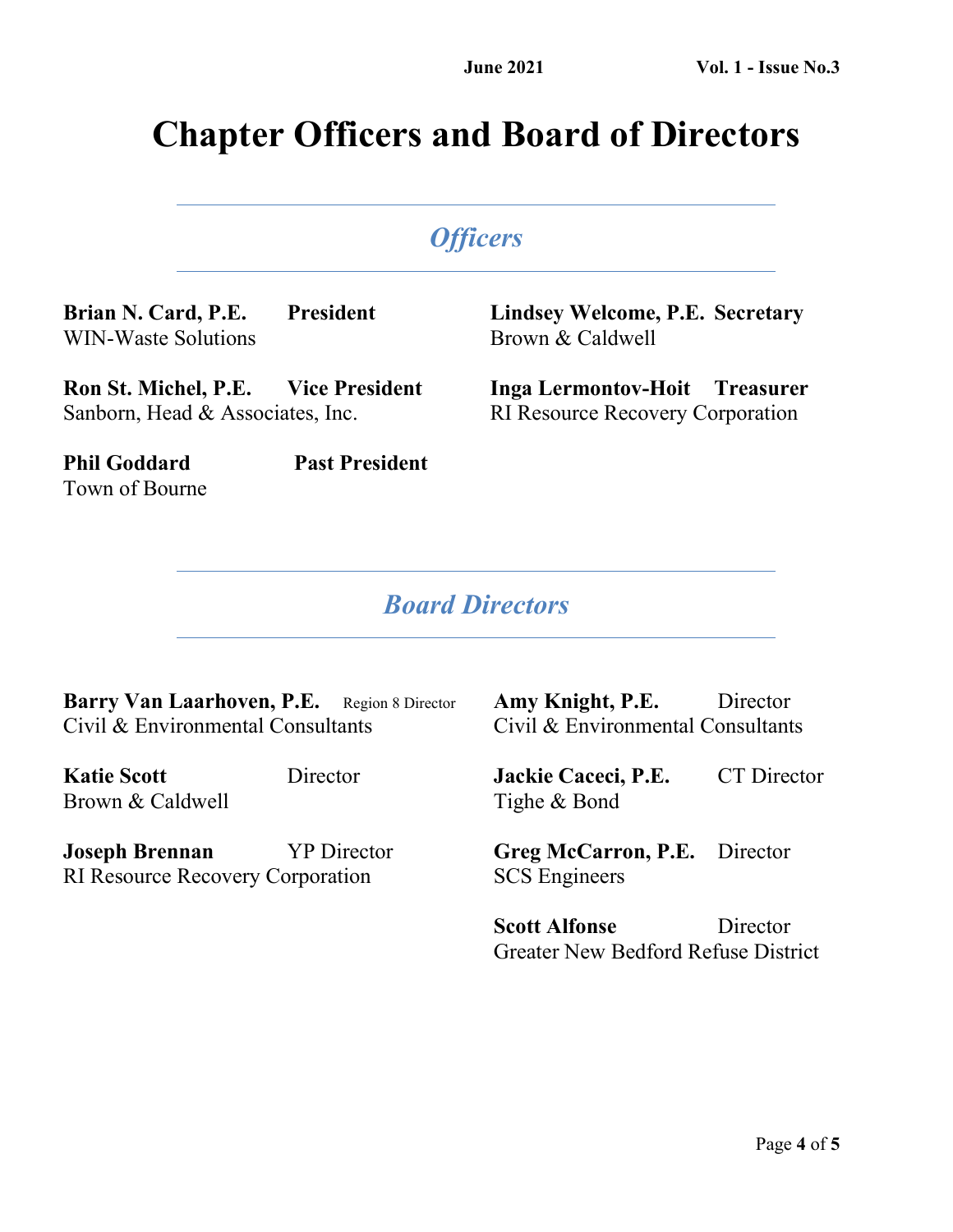# Chapter Officers and Board of Directors

## *Officers*

**Brian N. Card, P.E.** **President**
WIN-Waste Solutions

**Ron St. Michel, P.E.** **Vice President**
Sanborn, Head & Associates, Inc.

**Phil Goddard** **Past President**
Town of Bourne

**Lindsey Welcome, P.E.** **Secretary**
Brown & Caldwell

**Inga Lermontov-Hoit** **Treasurer**
RI Resource Recovery Corporation

## *Board Directors*

**Barry Van Laarhoven, P.E.** Region 8 Director
Civil & Environmental Consultants

**Katie Scott** Director
Brown & Caldwell

**Joseph Brennan** YP Director
RI Resource Recovery Corporation

**Amy Knight, P.E.** Director
Civil & Environmental Consultants

**Jackie Caceci, P.E.** CT Director
Tighe & Bond

**Greg McCarron, P.E.** Director
SCS Engineers

**Scott Alfonse** Director
Greater New Bedford Refuse District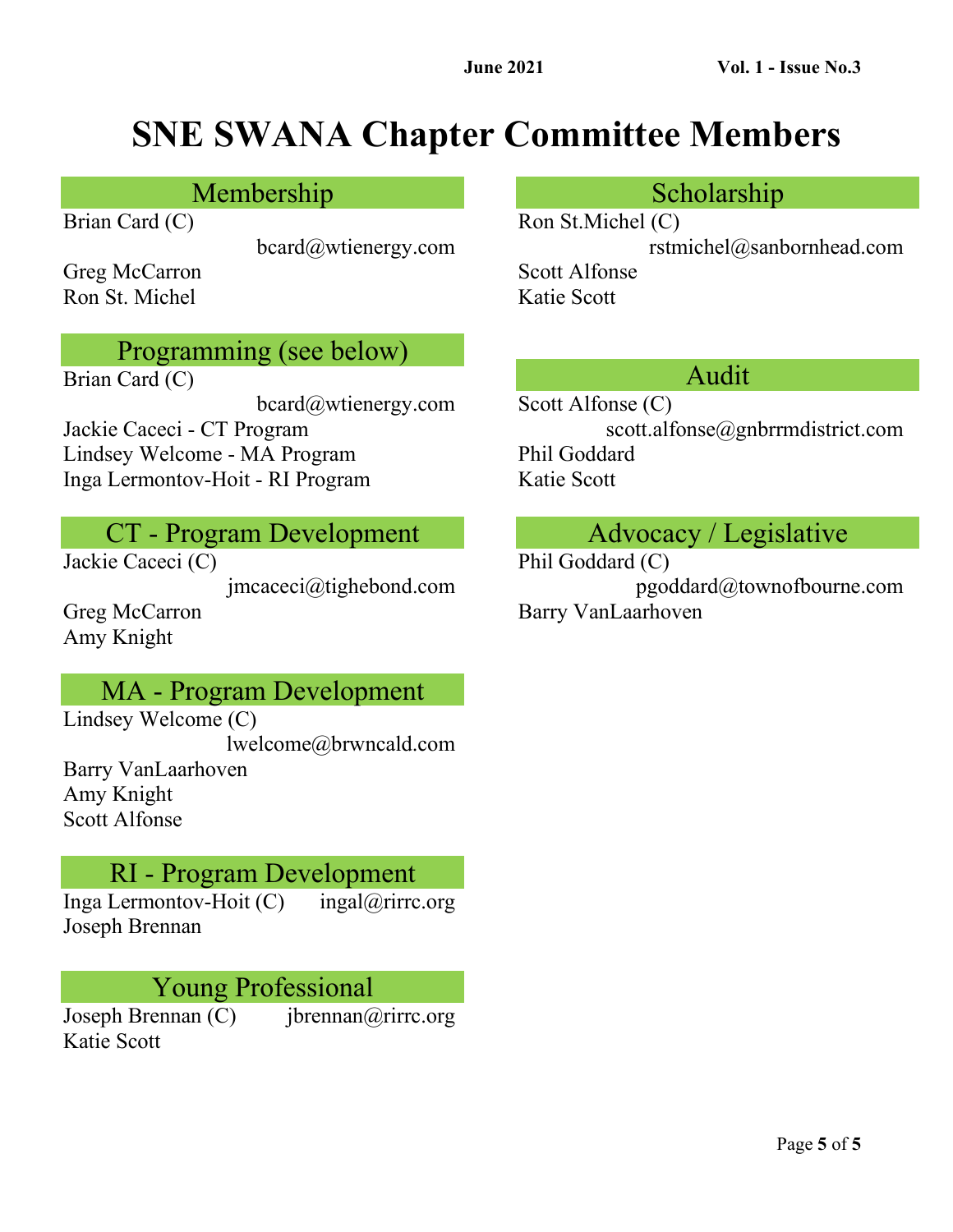# SNE SWANA Chapter Committee Members

## Membership

Brian Card (C)
bcard@wtienergy.com
Greg McCarron
Ron St. Michel

## Programming (see below)

Brian Card (C)
bcard@wtienergy.com
Jackie Caceci - CT Program
Lindsey Welcome - MA Program
Inga Lermontov-Hoit - RI Program

## CT - Program Development

Jackie Caceci (C)
jmcaceci@tighebond.com
Greg McCarron
Amy Knight

## MA - Program Development

Lindsey Welcome (C)
lwelcome@brwncald.com
Barry VanLaarhoven
Amy Knight
Scott Alfonse

## RI - Program Development

Inga Lermontov-Hoit (C) ingal@rirrc.org
Joseph Brennan

## Young Professional

Joseph Brennan (C) jbrennan@rirrc.org
Katie Scott

## Scholarship

Ron St.Michel (C)
rstmichel@sanbornhead.com
Scott Alfonse
Katie Scott

## Audit

Scott Alfonse (C)
scott.alfonse@gnbrrmdistrict.com
Phil Goddard
Katie Scott

## Advocacy / Legislative

Phil Goddard (C)
pgoddard@townofbourne.com
Barry VanLaarhoven